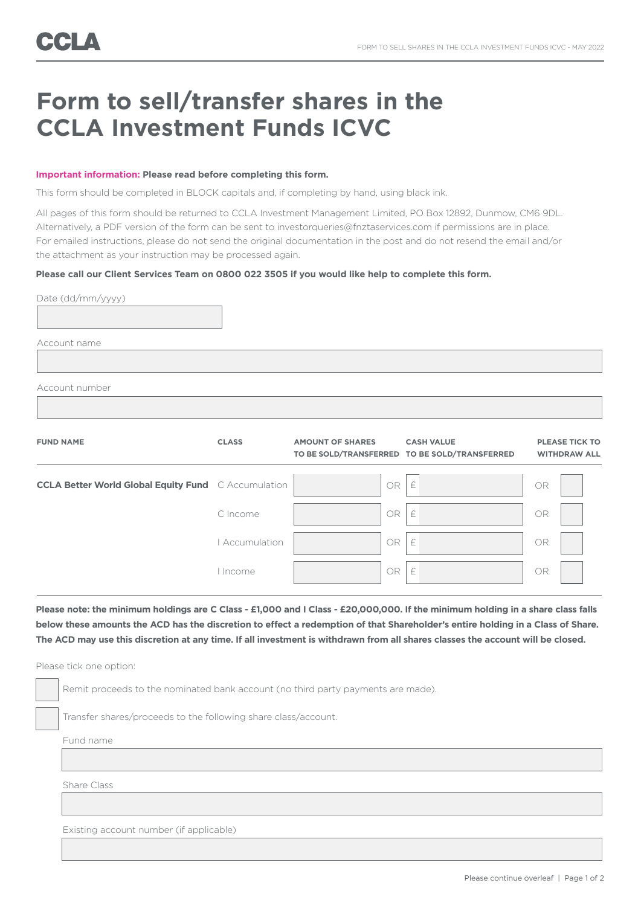# Form to sell/transfer shares in the CCLA Investment Funds ICVC

**Important information: Please read before completing this form.**

This form should be completed in BLOCK capitals and, if completing by hand, using black ink.

All pages of this form should be returned to CCLA Investment Management Limited, PO Box 12892, Dunmow, CM6 9DL. Alternatively, a PDF version of the form can be sent to investorqueries@fnztaservices.com if permissions are in place. For emailed instructions, please do not send the original documentation in the post and do not resend the email and/or the attachment as your instruction may be processed again.

**Please call our Client Services Team on 0800 022 3505 if you would like help to complete this form.**

Date (dd/mm/yyyy)

Account name

Account number

| FUND NAME | CLASS | AMOUNT OF SHARES TO BE SOLD/TRANSFERRED | | CASH VALUE TO BE SOLD/TRANSFERRED | | PLEASE TICK TO WITHDRAW ALL |
|---|---|---|---|---|---|---|
| **CCLA Better World Global Equity Fund** | C Accumulation | | OR | £ | OR | |
| | C Income | | OR | £ | OR | |
| | I Accumulation | | OR | £ | OR | |
| | I Income | | OR | £ | OR | |

**Please note: the minimum holdings are C Class - £1,000 and I Class - £20,000,000. If the minimum holding in a share class falls below these amounts the ACD has the discretion to effect a redemption of that Shareholder's entire holding in a Class of Share. The ACD may use this discretion at any time. If all investment is withdrawn from all shares classes the account will be closed.**

Please tick one option:

- [ ] Remit proceeds to the nominated bank account (no third party payments are made).
- [ ] Transfer shares/proceeds to the following share class/account.

Fund name

Share Class

Existing account number (if applicable)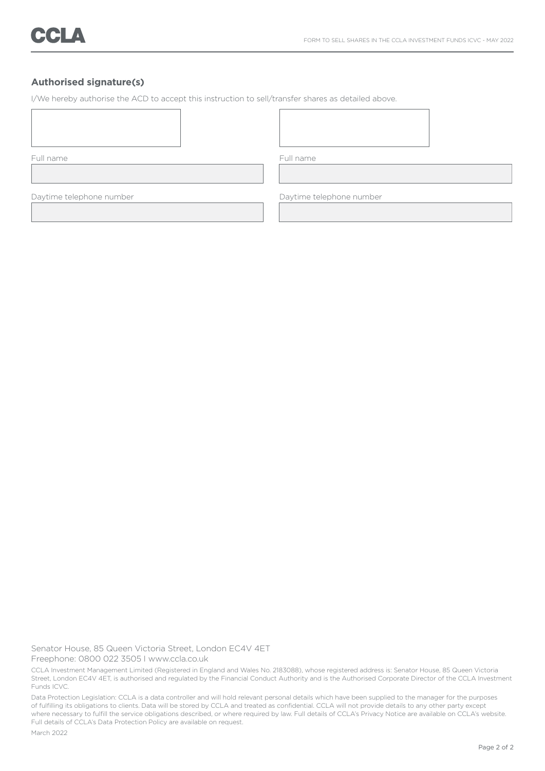## Authorised signature(s)

I/We hereby authorise the ACD to accept this instruction to sell/transfer shares as detailed above.

| | |
|---|---|
| Full name | Full name |
| | |
| Daytime telephone number | Daytime telephone number |
| | |

Senator House, 85 Queen Victoria Street, London EC4V 4ET
Freephone: 0800 022 3505 I www.ccla.co.uk

CCLA Investment Management Limited (Registered in England and Wales No. 2183088), whose registered address is: Senator House, 85 Queen Victoria Street, London EC4V 4ET, is authorised and regulated by the Financial Conduct Authority and is the Authorised Corporate Director of the CCLA Investment Funds ICVC.

Data Protection Legislation: CCLA is a data controller and will hold relevant personal details which have been supplied to the manager for the purposes of fulfilling its obligations to clients. Data will be stored by CCLA and treated as confidential. CCLA will not provide details to any other party except where necessary to fulfill the service obligations described, or where required by law. Full details of CCLA's Privacy Notice are available on CCLA's website. Full details of CCLA's Data Protection Policy are available on request.

March 2022